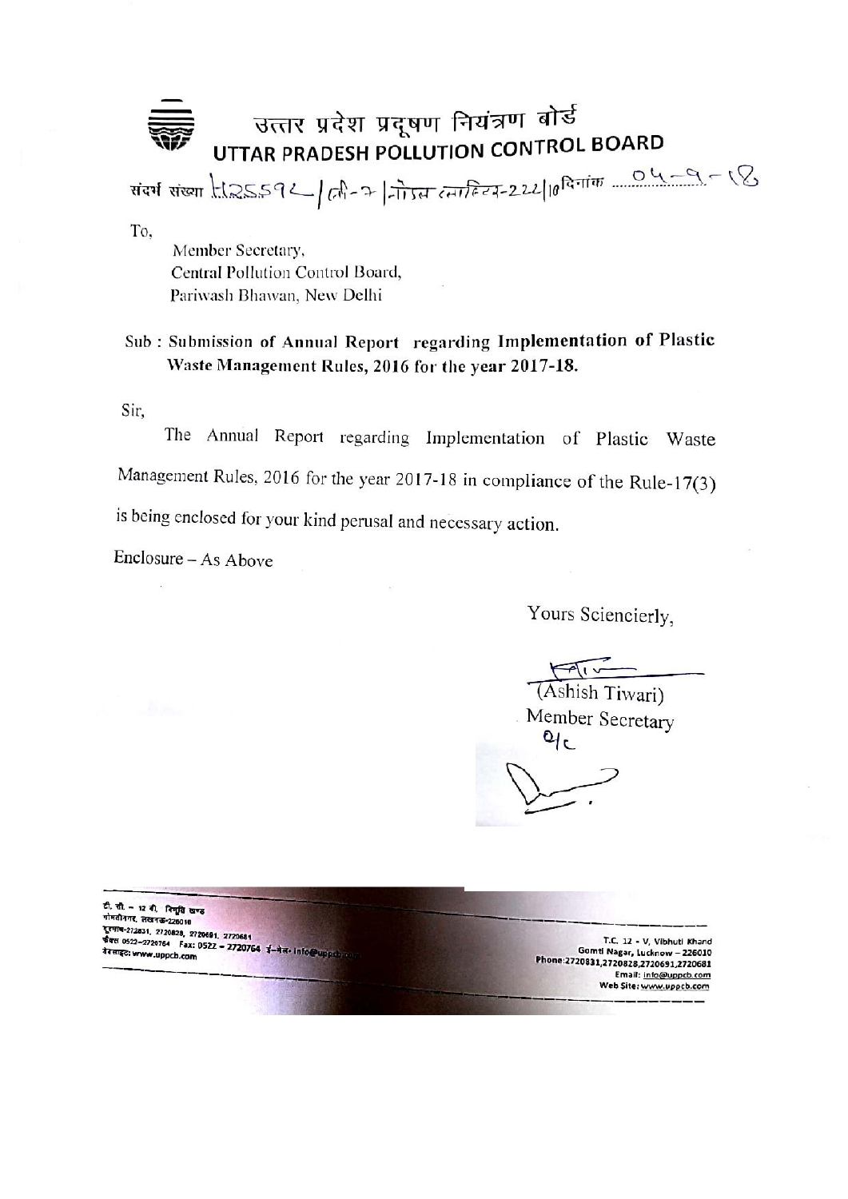# उत्तर प्रदेश प्रदूषण नियंत्रण बोर्ड
# UTTAR PRADESH POLLUTION CONTROL BOARD

संदर्भ संख्या H25592 / टी-7 / नोडल प्लास्टिक-222 / 10 दिनांक 04-9-18

To,

Member Secretary,
Central Pollution Control Board,
Pariwash Bhawan, New Delhi

**Sub : Submission of Annual Report regarding Implementation of Plastic Waste Management Rules, 2016 for the year 2017-18.**

Sir,

The Annual Report regarding Implementation of Plastic Waste Management Rules, 2016 for the year 2017-18 in compliance of the Rule-17(3) is being enclosed for your kind perusal and necessary action.

Enclosure – As Above

Yours Sciencierly,

(Ashish Tiwari)
Member Secretary

टी. सी. – 12 वी, विभूति खण्ड
गोमतीनगर, लखनऊ-226010
दूरभाष-2720831, 2720828, 2720691, 2720681
फैक्स 0522-2720764 Fax: 0522 – 2720764 ई-मेल- info@uppcb.com
वेबसाइट: www.uppcb.com

T.C. 12 - V, Vibhuti Khand
Gomti Nagar, Lucknow – 226010
Phone:2720831,2720828,2720691,2720681
Email: info@uppcb.com
Web Site: www.uppcb.com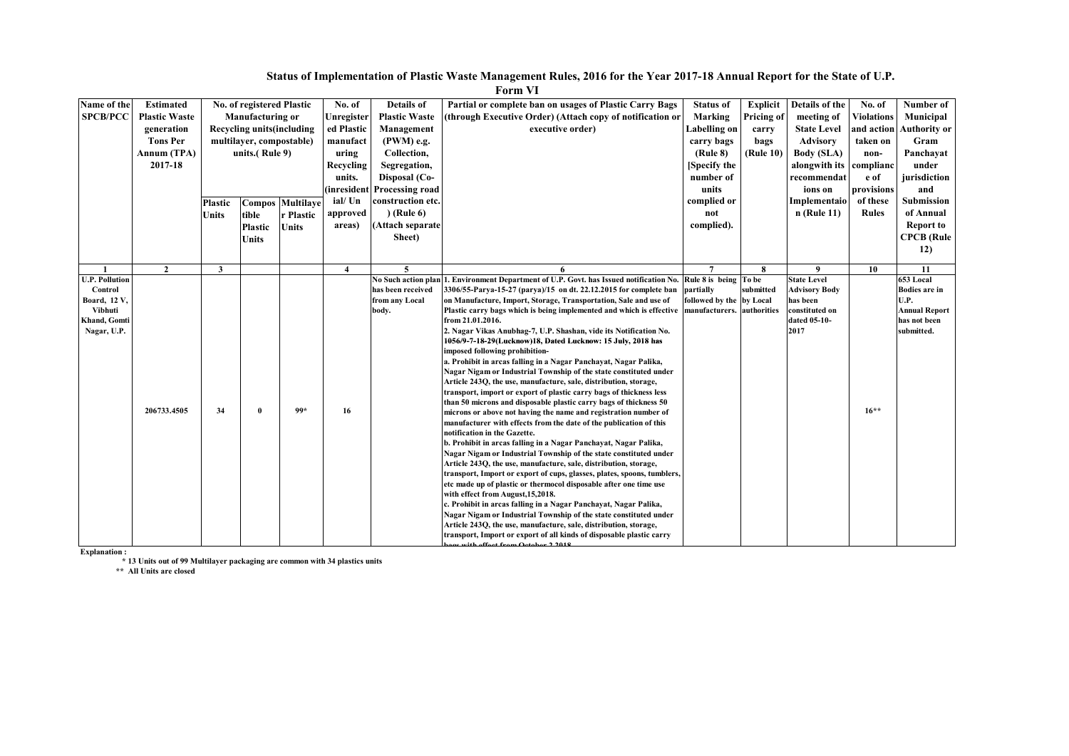## Status of Implementation of Plastic Waste Management Rules, 2016 for the Year 2017-18 Annual Report for the State of U.P.

### Form VI

| Name of the SPCB/PCC | Estimated Plastic Waste generation Tons Per Annum (TPA) 2017-18 | No. of registered Plastic Manufacturing or Recycling units(including multilayer, compostable) units.( Rule 9) | | | No. of Unregistered Plastic manufacturing Recycling units. (inresidential/ Un approved areas) | Details of Plastic Waste Management (PWM) e.g. Collection, Segregation, Disposal (Co-Processing road construction etc. ) (Rule 6) (Attach separate Sheet) | Partial or complete ban on usages of Plastic Carry Bags (through Executive Order) (Attach copy of notification or executive order) | Status of Marking Labelling on carry bags (Rule 8) [Specify the number of units complied or not complied). | Explicit Pricing of carry bags (Rule 10) | Details of the meeting of State Level Advisory Body (SLA) alongwith its recommendations on Implementaion (Rule 11) | No. of Violations and action taken on non-compliance of provisions of these Rules | Number of Municipal Authority or Gram Panchayat under jurisdiction and Submission of Annual Report to CPCB (Rule 12) |
|---|---|---|---|---|---|---|---|---|---|---|---|---|
| | | Plastic Units | Compostible Plastic Units | Multilayer Plastic Units | | | | | | | | |
| 1 | 2 | 3 | | | 4 | 5 | 6 | 7 | 8 | 9 | 10 | 11 |
| U.P. Pollution Control Board, 12 V, Vibhuti Khand, Gomti Nagar, U.P. | 206733.4505 | 34 | 0 | 99* | 16 | No Such action plan has been received from any Local body. | 1. Environment Department of U.P. Govt. has Issued notification No. 3306/55-Parya-15-27 (parya)/15 on dt. 22.12.2015 for complete ban on Manufacture, Import, Storage, Transportation, Sale and use of Plastic carry bags which is being implemented and which is effective from 21.01.2016.<br>2. Nagar Vikas Anubhag-7, U.P. Shashan, vide its Notification No. 1056/9-7-18-29(Lucknow)18, Dated Lucknow: 15 July, 2018 has imposed following prohibition-<br>a. Prohibit in areas falling in a Nagar Panchayat, Nagar Palika, Nagar Nigam or Industrial Township of the state constituted under Article 243Q, the use, manufacture, sale, distribution, storage, transport, import or export of plastic carry bags of thickness less than 50 microns and disposable plastic carry bags of thickness 50 microns or above not having the name and registration number of manufacturer with effects from the date of the publication of this notification in the Gazette.<br>b. Prohibit in areas falling in a Nagar Panchayat, Nagar Palika, Nagar Nigam or Industrial Township of the state constituted under Article 243Q, the use, manufacture, sale, distribution, storage, transport, Import or export of cups, glasses, plates, spoons, tumblers, etc made up of plastic or thermocol disposable after one time use with effect from August,15,2018.<br>c. Prohibit in areas falling in a Nagar Panchayat, Nagar Palika, Nagar Nigam or Industrial Township of the state constituted under Article 243Q, the use, manufacture, sale, distribution, storage, transport, Import or export of all kinds of disposable plastic carry bags with effect from October 2 2018 | Rule 8 is being partially followed by the manufacturers. | To be submitted by Local authorities | State Level Advisory Body has been constituted on dated 05-10-2017 | 16** | 653 Local Bodies are in U.P. Annual Report has not been submitted. |

**Explanation :**

\* 13 Units out of 99 Multilayer packaging are common with 34 plastics units

** All Units are closed